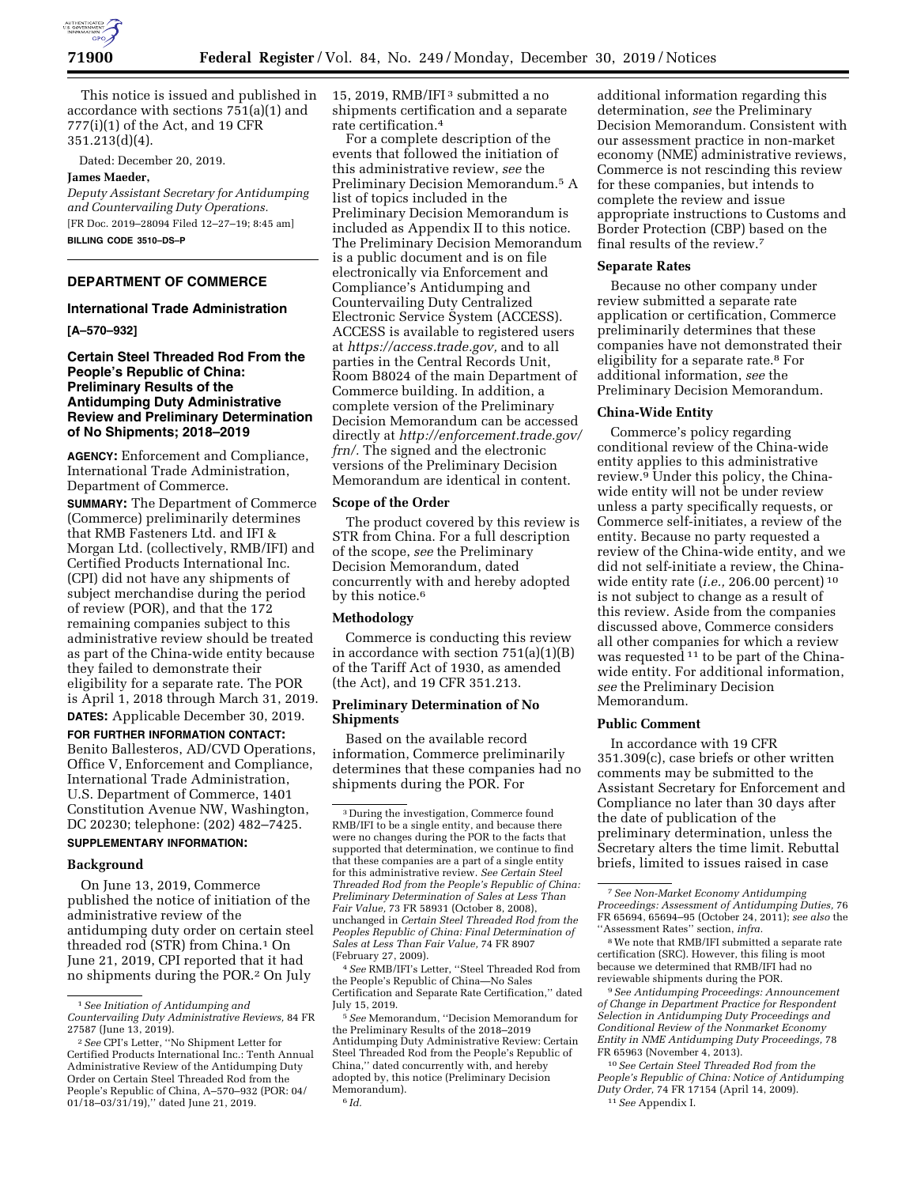This notice is issued and published in accordance with sections 751(a)(1) and 777(i)(1) of the Act, and 19 CFR 351.213(d)(4).

Dated: December 20, 2019.

**James Maeder,**

*Deputy Assistant Secretary for Antidumping and Countervailing Duty Operations.*

[FR Doc. 2019–28094 Filed 12–27–19; 8:45 am]

**BILLING CODE 3510–DS–P**

## DEPARTMENT OF COMMERCE

### International Trade Administration

**[A–570–932]**

### Certain Steel Threaded Rod From the People's Republic of China: Preliminary Results of the Antidumping Duty Administrative Review and Preliminary Determination of No Shipments; 2018–2019

**AGENCY:** Enforcement and Compliance, International Trade Administration, Department of Commerce.

**SUMMARY:** The Department of Commerce (Commerce) preliminarily determines that RMB Fasteners Ltd. and IFI & Morgan Ltd. (collectively, RMB/IFI) and Certified Products International Inc. (CPI) did not have any shipments of subject merchandise during the period of review (POR), and that the 172 remaining companies subject to this administrative review should be treated as part of the China-wide entity because they failed to demonstrate their eligibility for a separate rate. The POR is April 1, 2018 through March 31, 2019.

**DATES:** Applicable December 30, 2019.

**FOR FURTHER INFORMATION CONTACT:** Benito Ballesteros, AD/CVD Operations, Office V, Enforcement and Compliance, International Trade Administration, U.S. Department of Commerce, 1401 Constitution Avenue NW, Washington, DC 20230; telephone: (202) 482–7425.

**SUPPLEMENTARY INFORMATION:**

**Background**

On June 13, 2019, Commerce published the notice of initiation of the administrative review of the antidumping duty order on certain steel threaded rod (STR) from China.[1] On June 21, 2019, CPI reported that it had no shipments during the POR.[2] On July 15, 2019, RMB/IFI[3] submitted a no shipments certification and a separate rate certification.[4]

For a complete description of the events that followed the initiation of this administrative review, *see* the Preliminary Decision Memorandum.[5] A list of topics included in the Preliminary Decision Memorandum is included as Appendix II to this notice. The Preliminary Decision Memorandum is a public document and is on file electronically via Enforcement and Compliance's Antidumping and Countervailing Duty Centralized Electronic Service System (ACCESS). ACCESS is available to registered users at *https://access.trade.gov,* and to all parties in the Central Records Unit, Room B8024 of the main Department of Commerce building. In addition, a complete version of the Preliminary Decision Memorandum can be accessed directly at *http://enforcement.trade.gov/frn/.* The signed and the electronic versions of the Preliminary Decision Memorandum are identical in content.

**Scope of the Order**

The product covered by this review is STR from China. For a full description of the scope, *see* the Preliminary Decision Memorandum, dated concurrently with and hereby adopted by this notice.[6]

**Methodology**

Commerce is conducting this review in accordance with section 751(a)(1)(B) of the Tariff Act of 1930, as amended (the Act), and 19 CFR 351.213.

**Preliminary Determination of No Shipments**

Based on the available record information, Commerce preliminarily determines that these companies had no shipments during the POR. For additional information regarding this determination, *see* the Preliminary Decision Memorandum. Consistent with our assessment practice in non-market economy (NME) administrative reviews, Commerce is not rescinding this review for these companies, but intends to complete the review and issue appropriate instructions to Customs and Border Protection (CBP) based on the final results of the review.[7]

**Separate Rates**

Because no other company under review submitted a separate rate application or certification, Commerce preliminarily determines that these companies have not demonstrated their eligibility for a separate rate.[8] For additional information, *see* the Preliminary Decision Memorandum.

**China-Wide Entity**

Commerce's policy regarding conditional review of the China-wide entity applies to this administrative review.[9] Under this policy, the China-wide entity will not be under review unless a party specifically requests, or Commerce self-initiates, a review of the entity. Because no party requested a review of the China-wide entity, and we did not self-initiate a review, the China-wide entity rate (*i.e.,* 206.00 percent)[10] is not subject to change as a result of this review. Aside from the companies discussed above, Commerce considers all other companies for which a review was requested[11] to be part of the China-wide entity. For additional information, *see* the Preliminary Decision Memorandum.

**Public Comment**

In accordance with 19 CFR 351.309(c), case briefs or other written comments may be submitted to the Assistant Secretary for Enforcement and Compliance no later than 30 days after the date of publication of the preliminary determination, unless the Secretary alters the time limit. Rebuttal briefs, limited to issues raised in case

---

[1] *See Initiation of Antidumping and Countervailing Duty Administrative Reviews,* 84 FR 27587 (June 13, 2019).

[2] *See* CPI's Letter, ''No Shipment Letter for Certified Products International Inc.: Tenth Annual Administrative Review of the Antidumping Duty Order on Certain Steel Threaded Rod from the People's Republic of China, A–570–932 (POR: 04/01/18–03/31/19),'' dated June 21, 2019.

[3] During the investigation, Commerce found RMB/IFI to be a single entity, and because there were no changes during the POR to the facts that supported that determination, we continue to find that these companies are a part of a single entity for this administrative review. *See Certain Steel Threaded Rod from the People's Republic of China: Preliminary Determination of Sales at Less Than Fair Value,* 73 FR 58931 (October 8, 2008), unchanged in *Certain Steel Threaded Rod from the Peoples Republic of China: Final Determination of Sales at Less Than Fair Value,* 74 FR 8907 (February 27, 2009).

[4] *See* RMB/IFI's Letter, ''Steel Threaded Rod from the People's Republic of China—No Sales Certification and Separate Rate Certification,'' dated July 15, 2019.

[5] *See* Memorandum, ''Decision Memorandum for the Preliminary Results of the 2018–2019 Antidumping Duty Administrative Review: Certain Steel Threaded Rod from the People's Republic of China,'' dated concurrently with, and hereby adopted by, this notice (Preliminary Decision Memorandum).

[6] *Id.*

[7] *See Non-Market Economy Antidumping Proceedings: Assessment of Antidumping Duties,* 76 FR 65694, 65694–95 (October 24, 2011); *see also* the ''Assessment Rates'' section, *infra.*

[8] We note that RMB/IFI submitted a separate rate certification (SRC). However, this filing is moot because we determined that RMB/IFI had no reviewable shipments during the POR.

[9] *See Antidumping Proceedings: Announcement of Change in Department Practice for Respondent Selection in Antidumping Duty Proceedings and Conditional Review of the Nonmarket Economy Entity in NME Antidumping Duty Proceedings,* 78 FR 65963 (November 4, 2013).

[10] *See Certain Steel Threaded Rod from the People's Republic of China: Notice of Antidumping Duty Order,* 74 FR 17154 (April 14, 2009).

[11] *See* Appendix I.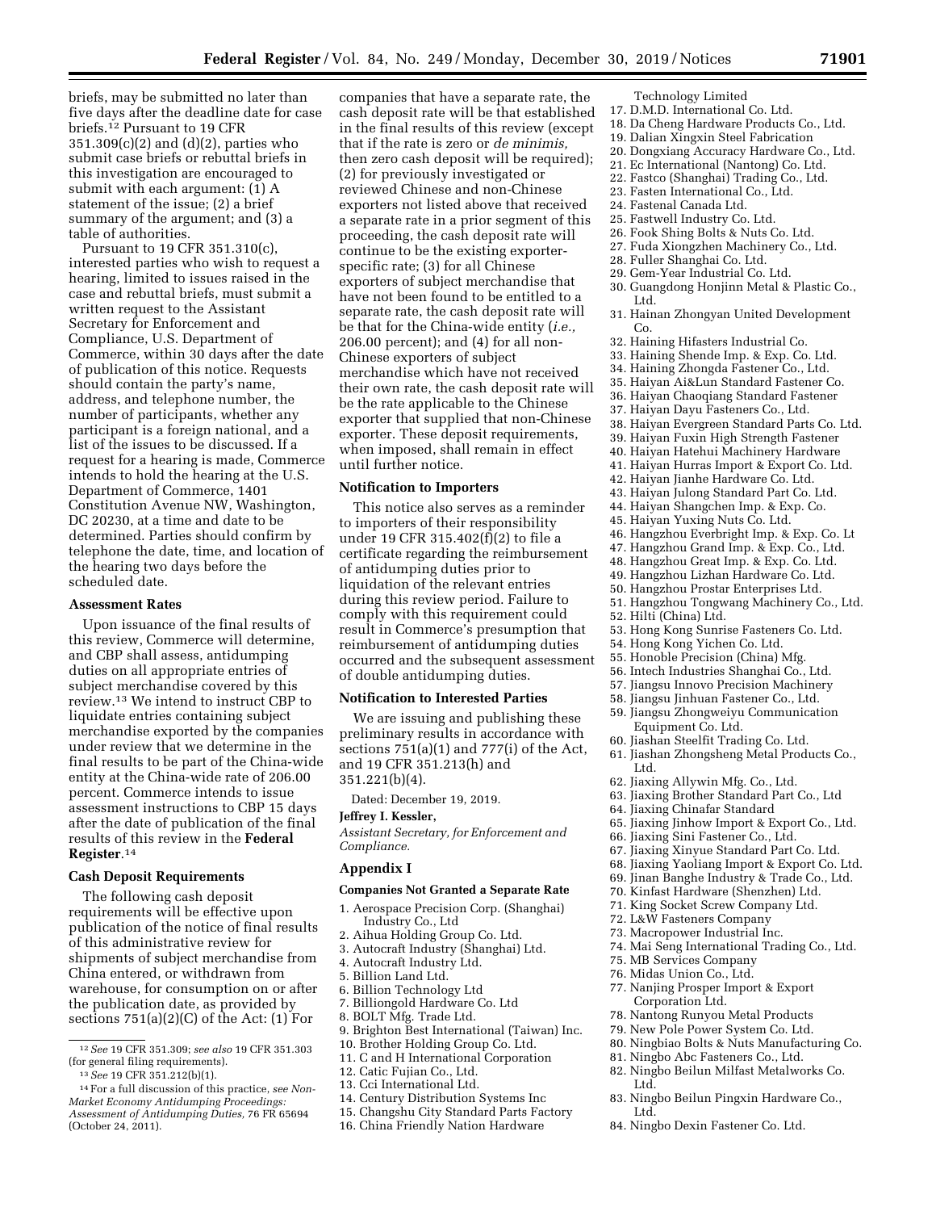briefs, may be submitted no later than five days after the deadline date for case briefs.[12] Pursuant to 19 CFR 351.309(c)(2) and (d)(2), parties who submit case briefs or rebuttal briefs in this investigation are encouraged to submit with each argument: (1) A statement of the issue; (2) a brief summary of the argument; and (3) a table of authorities.

Pursuant to 19 CFR 351.310(c), interested parties who wish to request a hearing, limited to issues raised in the case and rebuttal briefs, must submit a written request to the Assistant Secretary for Enforcement and Compliance, U.S. Department of Commerce, within 30 days after the date of publication of this notice. Requests should contain the party's name, address, and telephone number, the number of participants, whether any participant is a foreign national, and a list of the issues to be discussed. If a request for a hearing is made, Commerce intends to hold the hearing at the U.S. Department of Commerce, 1401 Constitution Avenue NW, Washington, DC 20230, at a time and date to be determined. Parties should confirm by telephone the date, time, and location of the hearing two days before the scheduled date.

### Assessment Rates

Upon issuance of the final results of this review, Commerce will determine, and CBP shall assess, antidumping duties on all appropriate entries of subject merchandise covered by this review.[13] We intend to instruct CBP to liquidate entries containing subject merchandise exported by the companies under review that we determine in the final results to be part of the China-wide entity at the China-wide rate of 206.00 percent. Commerce intends to issue assessment instructions to CBP 15 days after the date of publication of the final results of this review in the **Federal Register**.[14]

### Cash Deposit Requirements

The following cash deposit requirements will be effective upon publication of the notice of final results of this administrative review for shipments of subject merchandise from China entered, or withdrawn from warehouse, for consumption on or after the publication date, as provided by sections 751(a)(2)(C) of the Act: (1) For companies that have a separate rate, the cash deposit rate will be that established in the final results of this review (except that if the rate is zero or *de minimis,* then zero cash deposit will be required); (2) for previously investigated or reviewed Chinese and non-Chinese exporters not listed above that received a separate rate in a prior segment of this proceeding, the cash deposit rate will continue to be the existing exporter-specific rate; (3) for all Chinese exporters of subject merchandise that have not been found to be entitled to a separate rate, the cash deposit rate will be that for the China-wide entity (*i.e.,* 206.00 percent); and (4) for all non-Chinese exporters of subject merchandise which have not received their own rate, the cash deposit rate will be the rate applicable to the Chinese exporter that supplied that non-Chinese exporter. These deposit requirements, when imposed, shall remain in effect until further notice.

### Notification to Importers

This notice also serves as a reminder to importers of their responsibility under 19 CFR 315.402(f)(2) to file a certificate regarding the reimbursement of antidumping duties prior to liquidation of the relevant entries during this review period. Failure to comply with this requirement could result in Commerce's presumption that reimbursement of antidumping duties occurred and the subsequent assessment of double antidumping duties.

### Notification to Interested Parties

We are issuing and publishing these preliminary results in accordance with sections 751(a)(1) and 777(i) of the Act, and 19 CFR 351.213(h) and 351.221(b)(4).

Dated: December 19, 2019.

**Jeffrey I. Kessler,**

*Assistant Secretary, for Enforcement and Compliance.*

## Appendix I

### Companies Not Granted a Separate Rate

1. Aerospace Precision Corp. (Shanghai) Industry Co., Ltd
2. Aihua Holding Group Co. Ltd.
3. Autocraft Industry (Shanghai) Ltd.
4. Autocraft Industry Ltd.
5. Billion Land Ltd.
6. Billion Technology Ltd
7. Billiongold Hardware Co. Ltd
8. BOLT Mfg. Trade Ltd.
9. Brighton Best International (Taiwan) Inc.
10. Brother Holding Group Co. Ltd.
11. C and H International Corporation
12. Catic Fujian Co., Ltd.
13. Cci International Ltd.
14. Century Distribution Systems Inc
15. Changshu City Standard Parts Factory
16. China Friendly Nation Hardware Technology Limited
17. D.M.D. International Co. Ltd.
18. Da Cheng Hardware Products Co., Ltd.
19. Dalian Xingxin Steel Fabrication
20. Dongxiang Accuracy Hardware Co., Ltd.
21. Ec International (Nantong) Co. Ltd.
22. Fastco (Shanghai) Trading Co., Ltd.
23. Fasten International Co., Ltd.
24. Fastenal Canada Ltd.
25. Fastwell Industry Co. Ltd.
26. Fook Shing Bolts & Nuts Co. Ltd.
27. Fuda Xiongzhen Machinery Co., Ltd.
28. Fuller Shanghai Co. Ltd.
29. Gem-Year Industrial Co. Ltd.
30. Guangdong Honjinn Metal & Plastic Co., Ltd.
31. Hainan Zhongyan United Development Co.
32. Haining Hifasters Industrial Co.
33. Haining Shende Imp. & Exp. Co. Ltd.
34. Haining Zhongda Fastener Co., Ltd.
35. Haiyan Ai&Lun Standard Fastener Co.
36. Haiyan Chaoqiang Standard Fastener
37. Haiyan Dayu Fasteners Co., Ltd.
38. Haiyan Evergreen Standard Parts Co. Ltd.
39. Haiyan Fuxin High Strength Fastener
40. Haiyan Hatehui Machinery Hardware
41. Haiyan Hurras Import & Export Co. Ltd.
42. Haiyan Jianhe Hardware Co. Ltd.
43. Haiyan Julong Standard Part Co. Ltd.
44. Haiyan Shangchen Imp. & Exp. Co.
45. Haiyan Yuxing Nuts Co. Ltd.
46. Hangzhou Everbright Imp. & Exp. Co. Lt
47. Hangzhou Grand Imp. & Exp. Co., Ltd.
48. Hangzhou Great Imp. & Exp. Co. Ltd.
49. Hangzhou Lizhan Hardware Co. Ltd.
50. Hangzhou Prostar Enterprises Ltd.
51. Hangzhou Tongwang Machinery Co., Ltd.
52. Hilti (China) Ltd.
53. Hong Kong Sunrise Fasteners Co. Ltd.
54. Hong Kong Yichen Co. Ltd.
55. Honoble Precision (China) Mfg.
56. Intech Industries Shanghai Co., Ltd.
57. Jiangsu Innovo Precision Machinery
58. Jiangsu Jinhuan Fastener Co., Ltd.
59. Jiangsu Zhongweiyu Communication Equipment Co. Ltd.
60. Jiashan Steelfit Trading Co. Ltd.
61. Jiashan Zhongsheng Metal Products Co., Ltd.
62. Jiaxing Allywin Mfg. Co., Ltd.
63. Jiaxing Brother Standard Part Co., Ltd
64. Jiaxing Chinafar Standard
65. Jiaxing Jinhow Import & Export Co., Ltd.
66. Jiaxing Sini Fastener Co., Ltd.
67. Jiaxing Xinyue Standard Part Co. Ltd.
68. Jiaxing Yaoliang Import & Export Co. Ltd.
69. Jinan Banghe Industry & Trade Co., Ltd.
70. Kinfast Hardware (Shenzhen) Ltd.
71. King Socket Screw Company Ltd.
72. L&W Fasteners Company
73. Macropower Industrial Inc.
74. Mai Seng International Trading Co., Ltd.
75. MB Services Company
76. Midas Union Co., Ltd.
77. Nanjing Prosper Import & Export Corporation Ltd.
78. Nantong Runyou Metal Products
79. New Pole Power System Co. Ltd.
80. Ningbiao Bolts & Nuts Manufacturing Co.
81. Ningbo Abc Fasteners Co., Ltd.
82. Ningbo Beilun Milfast Metalworks Co. Ltd.
83. Ningbo Beilun Pingxin Hardware Co., Ltd.
84. Ningbo Dexin Fastener Co. Ltd.

[12] *See* 19 CFR 351.309; *see also* 19 CFR 351.303 (for general filing requirements).

[13] *See* 19 CFR 351.212(b)(1).

[14] For a full discussion of this practice, *see Non-Market Economy Antidumping Proceedings: Assessment of Antidumping Duties,* 76 FR 65694 (October 24, 2011).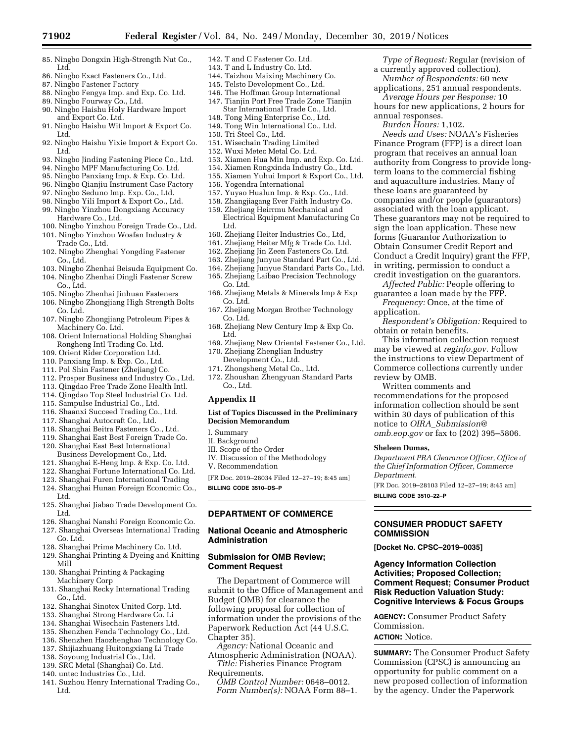85. Ningbo Dongxin High-Strength Nut Co., Ltd.
86. Ningbo Exact Fasteners Co., Ltd.
87. Ningbo Fastener Factory
88. Ningbo Fengya Imp. and Exp. Co. Ltd.
89. Ningbo Fourway Co., Ltd.
90. Ningbo Haishu Holy Hardware Import and Export Co. Ltd.
91. Ningbo Haishu Wit Import & Export Co. Ltd.
92. Ningbo Haishu Yixie Import & Export Co. Ltd.
93. Ningbo Jinding Fastening Piece Co., Ltd.
94. Ningbo MPF Manufacturing Co. Ltd.
95. Ningbo Panxiang Imp. & Exp. Co. Ltd.
96. Ningbo Qianjiu Instrument Case Factory
97. Ningbo Seduno Imp. Exp. Co., Ltd.
98. Ningbo Yili Import & Export Co., Ltd.
99. Ningbo Yinzhou Dongxiang Accuracy Hardware Co., Ltd.
100. Ningbo Yinzhou Foreign Trade Co., Ltd.
101. Ningbo Yinzhou Woafan Industry & Trade Co., Ltd.
102. Ningbo Zhenghai Yongding Fastener Co., Ltd.
103. Ningbo Zhenhai Beisuda Equipment Co.
104. Ningbo Zhenhai Dingli Fastener Screw Co., Ltd.
105. Ningbo Zhenhai Jinhuan Fasteners
106. Ningbo Zhongjiang High Strength Bolts Co. Ltd.
107. Ningbo Zhongjiang Petroleum Pipes & Machinery Co. Ltd.
108. Orient International Holding Shanghai Rongheng Intl Trading Co. Ltd.
109. Orient Rider Corporation Ltd.
110. Panxiang Imp. & Exp. Co., Ltd.
111. Pol Shin Fastener (Zhejiang) Co.
112. Prosper Business and Industry Co., Ltd.
113. Qingdao Free Trade Zone Health Intl.
114. Qingdao Top Steel Industrial Co. Ltd.
115. Sampulse Industrial Co., Ltd.
116. Shaanxi Succeed Trading Co., Ltd.
117. Shanghai Autocraft Co., Ltd.
118. Shanghai Beitra Fasteners Co., Ltd.
119. Shanghai East Best Foreign Trade Co.
120. Shanghai East Best International Business Development Co., Ltd.
121. Shanghai E-Heng Imp. & Exp. Co. Ltd.
122. Shanghai Fortune International Co. Ltd.
123. Shanghai Furen International Trading
124. Shanghai Hunan Foreign Economic Co., Ltd.
125. Shanghai Jiabao Trade Development Co. Ltd.
126. Shanghai Nanshi Foreign Economic Co.
127. Shanghai Overseas International Trading Co. Ltd.
128. Shanghai Prime Machinery Co. Ltd.
129. Shanghai Printing & Dyeing and Knitting Mill
130. Shanghai Printing & Packaging Machinery Corp
131. Shanghai Recky International Trading Co., Ltd.
132. Shanghai Sinotex United Corp. Ltd.
133. Shanghai Strong Hardware Co. Li
134. Shanghai Wisechain Fasteners Ltd.
135. Shenzhen Fenda Technology Co., Ltd.
136. Shenzhen Haozhenghao Technology Co.
137. Shijiazhuang Huitongxiang Li Trade
138. Soyoung Industrial Co., Ltd.
139. SRC Metal (Shanghai) Co. Ltd.
140. untec Industries Co., Ltd.
141. Suzhou Henry International Trading Co., Ltd.
142. T and C Fastener Co. Ltd.
143. T and L Industry Co. Ltd.
144. Taizhou Maixing Machinery Co.
145. Telsto Development Co., Ltd.
146. The Hoffman Group International
147. Tianjin Port Free Trade Zone Tianjin Star International Trade Co., Ltd.
148. Tong Ming Enterprise Co., Ltd.
149. Tong Win International Co., Ltd.
150. Tri Steel Co., Ltd.
151. Wisechain Trading Limited
152. Wuxi Metec Metal Co. Ltd.
153. Xiamen Hua Min Imp. and Exp. Co. Ltd.
154. Xiamen Rongxinda Industry Co., Ltd.
155. Xiamen Yuhui Import & Export Co., Ltd.
156. Yogendra International
157. Yuyao Hualun Imp. & Exp. Co., Ltd.
158. Zhangjiagang Ever Faith Industry Co.
159. Zhejiang Heirrmu Mechanical and Electrical Equipment Manufacturing Co Ltd.
160. Zhejiang Heiter Industries Co., Ltd,
161. Zhejiang Heiter Mfg & Trade Co. Ltd.
162. Zhejiang Jin Zeen Fasteners Co. Ltd.
163. Zhejiang Junyue Standard Part Co., Ltd.
164. Zhejiang Junyue Standard Parts Co., Ltd.
165. Zhejiang Laibao Precision Technology Co. Ltd.
166. Zhejiang Metals & Minerals Imp & Exp Co. Ltd.
167. Zhejiang Morgan Brother Technology Co. Ltd.
168. Zhejiang New Century Imp & Exp Co. Ltd.
169. Zhejiang New Oriental Fastener Co., Ltd.
170. Zhejiang Zhenglian Industry Development Co., Ltd.
171. Zhongsheng Metal Co., Ltd.
172. Zhoushan Zhengyuan Standard Parts Co., Ltd.

## Appendix II

### List of Topics Discussed in the Preliminary Decision Memorandum

I. Summary
II. Background
III. Scope of the Order
IV. Discussion of the Methodology
V. Recommendation

[FR Doc. 2019–28034 Filed 12–27–19; 8:45 am]

**BILLING CODE 3510–DS–P**

## DEPARTMENT OF COMMERCE

### National Oceanic and Atmospheric Administration

### Submission for OMB Review; Comment Request

The Department of Commerce will submit to the Office of Management and Budget (OMB) for clearance the following proposal for collection of information under the provisions of the Paperwork Reduction Act (44 U.S.C. Chapter 35).

*Agency:* National Oceanic and Atmospheric Administration (NOAA).

*Title:* Fisheries Finance Program Requirements.

*OMB Control Number:* 0648–0012.

*Form Number(s):* NOAA Form 88–1.

*Type of Request:* Regular (revision of a currently approved collection).

*Number of Respondents:* 60 new applications, 251 annual respondents.

*Average Hours per Response:* 10 hours for new applications, 2 hours for annual responses.

*Burden Hours:* 1,102.

*Needs and Uses:* NOAA's Fisheries Finance Program (FFP) is a direct loan program that receives an annual loan authority from Congress to provide long-term loans to the commercial fishing and aquaculture industries. Many of these loans are guaranteed by companies and/or people (guarantors) associated with the loan applicant. These guarantors may not be required to sign the loan application. These new forms (Guarantor Authorization to Obtain Consumer Credit Report and Conduct a Credit Inquiry) grant the FFP, in writing, permission to conduct a credit investigation on the guarantors.

*Affected Public:* People offering to guarantee a loan made by the FFP.

*Frequency:* Once, at the time of application.

*Respondent's Obligation:* Required to obtain or retain benefits.

This information collection request may be viewed at *reginfo.gov.* Follow the instructions to view Department of Commerce collections currently under review by OMB.

Written comments and recommendations for the proposed information collection should be sent within 30 days of publication of this notice to *OIRA_Submission@omb.eop.gov* or fax to (202) 395–5806.

**Sheleen Dumas,**

*Department PRA Clearance Officer, Office of the Chief Information Officer, Commerce Department.*

[FR Doc. 2019–28103 Filed 12–27–19; 8:45 am]

**BILLING CODE 3510–22–P**

## CONSUMER PRODUCT SAFETY COMMISSION

**[Docket No. CPSC–2019–0035]**

### Agency Information Collection Activities; Proposed Collection; Comment Request; Consumer Product Risk Reduction Valuation Study: Cognitive Interviews & Focus Groups

**AGENCY:** Consumer Product Safety Commission.

**ACTION:** Notice.

**SUMMARY:** The Consumer Product Safety Commission (CPSC) is announcing an opportunity for public comment on a new proposed collection of information by the agency. Under the Paperwork